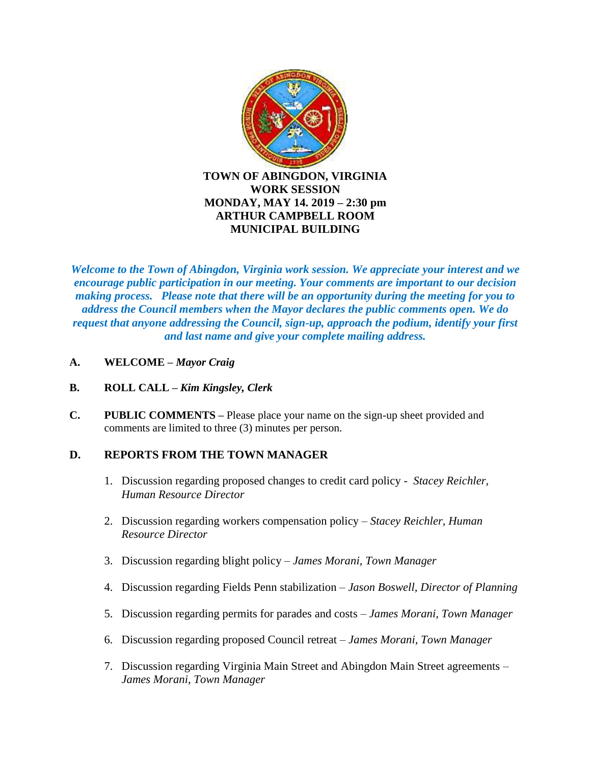**TOWN OF ABINGDON, VIRGINIA**
**WORK SESSION**
**MONDAY, MAY 14. 2019 – 2:30 pm**
**ARTHUR CAMPBELL ROOM**
**MUNICIPAL BUILDING**

***Welcome to the Town of Abingdon, Virginia work session. We appreciate your interest and we encourage public participation in our meeting. Your comments are important to our decision making process. Please note that there will be an opportunity during the meeting for you to address the Council members when the Mayor declares the public comments open. We do request that anyone addressing the Council, sign-up, approach the podium, identify your first and last name and give your complete mailing address.***

**A. WELCOME –** ***Mayor Craig***

**B. ROLL CALL –** ***Kim Kingsley, Clerk***

**C. PUBLIC COMMENTS –** Please place your name on the sign-up sheet provided and comments are limited to three (3) minutes per person.

**D. REPORTS FROM THE TOWN MANAGER**

1. Discussion regarding proposed changes to credit card policy - *Stacey Reichler, Human Resource Director*

2. Discussion regarding workers compensation policy – *Stacey Reichler, Human Resource Director*

3. Discussion regarding blight policy – *James Morani, Town Manager*

4. Discussion regarding Fields Penn stabilization – *Jason Boswell, Director of Planning*

5. Discussion regarding permits for parades and costs – *James Morani, Town Manager*

6. Discussion regarding proposed Council retreat – *James Morani, Town Manager*

7. Discussion regarding Virginia Main Street and Abingdon Main Street agreements – *James Morani, Town Manager*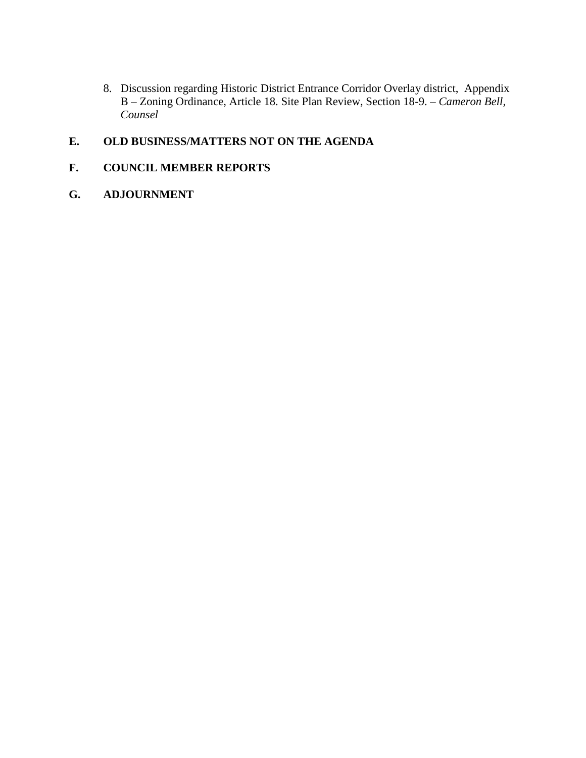8. Discussion regarding Historic District Entrance Corridor Overlay district, Appendix B – Zoning Ordinance, Article 18. Site Plan Review, Section 18-9. – *Cameron Bell, Counsel*

**E. OLD BUSINESS/MATTERS NOT ON THE AGENDA**

**F. COUNCIL MEMBER REPORTS**

**G. ADJOURNMENT**